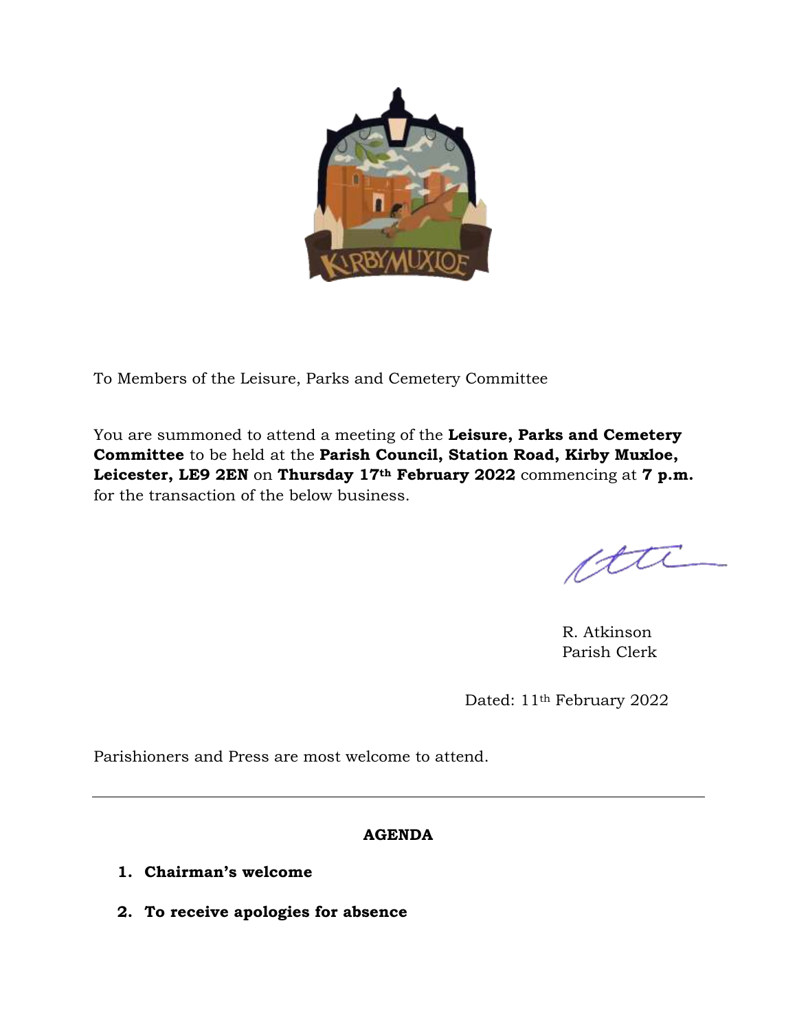To Members of the Leisure, Parks and Cemetery Committee

You are summoned to attend a meeting of the **Leisure, Parks and Cemetery Committee** to be held at the **Parish Council, Station Road, Kirby Muxloe, Leicester, LE9 2EN** on **Thursday 17th February 2022** commencing at **7 p.m.** for the transaction of the below business.

R. Atkinson
Parish Clerk

Dated: 11th February 2022

Parishioners and Press are most welcome to attend.

---

## AGENDA

1. **Chairman's welcome**

2. **To receive apologies for absence**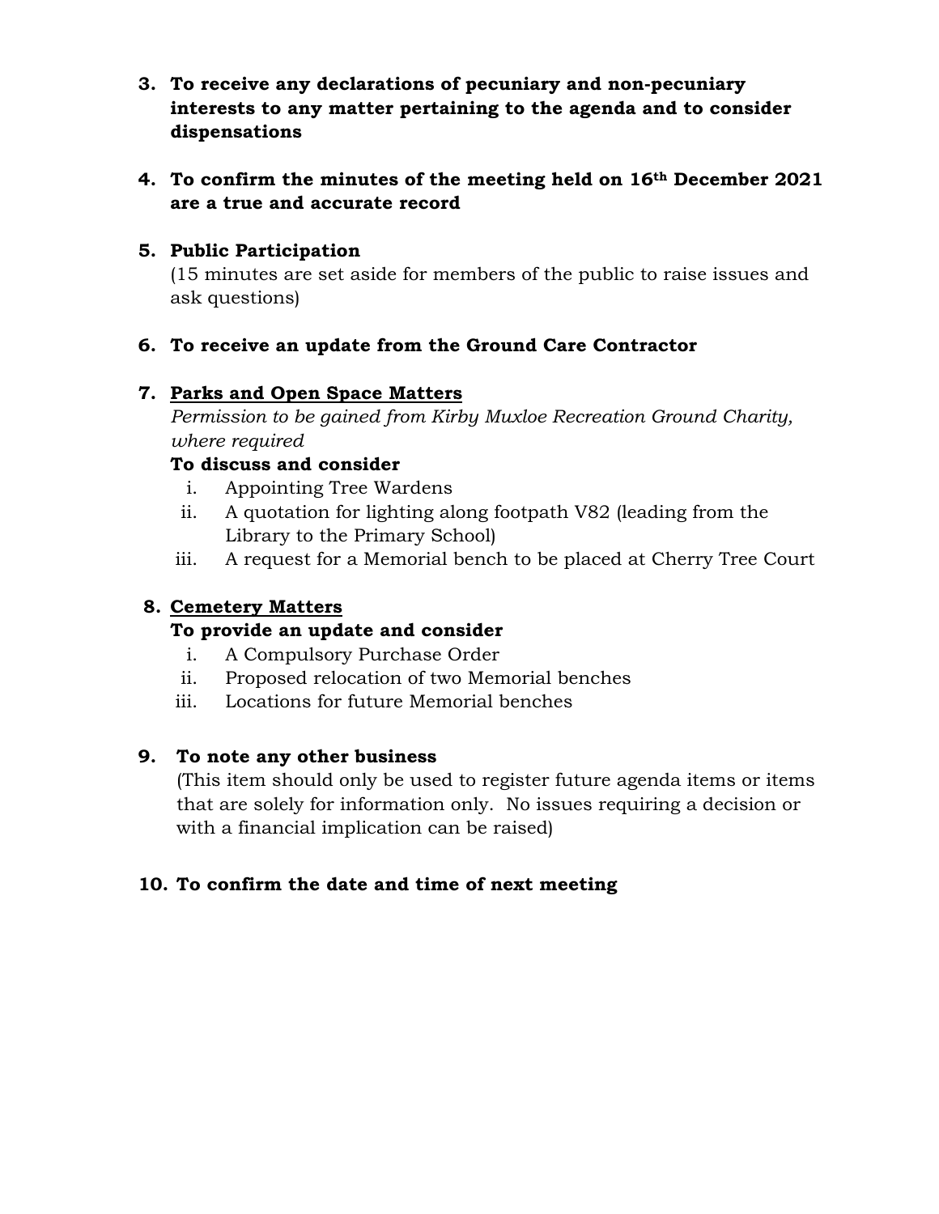3. **To receive any declarations of pecuniary and non-pecuniary interests to any matter pertaining to the agenda and to consider dispensations**

4. **To confirm the minutes of the meeting held on 16th December 2021 are a true and accurate record**

5. **Public Participation**
   (15 minutes are set aside for members of the public to raise issues and ask questions)

6. **To receive an update from the Ground Care Contractor**

7. **<u>Parks and Open Space Matters</u>**
   *Permission to be gained from Kirby Muxloe Recreation Ground Charity, where required*
   **To discuss and consider**
   i. Appointing Tree Wardens
   ii. A quotation for lighting along footpath V82 (leading from the Library to the Primary School)
   iii. A request for a Memorial bench to be placed at Cherry Tree Court

8. **<u>Cemetery Matters</u>**
   **To provide an update and consider**
   i. A Compulsory Purchase Order
   ii. Proposed relocation of two Memorial benches
   iii. Locations for future Memorial benches

9. **To note any other business**
   (This item should only be used to register future agenda items or items that are solely for information only. No issues requiring a decision or with a financial implication can be raised)

10. **To confirm the date and time of next meeting**